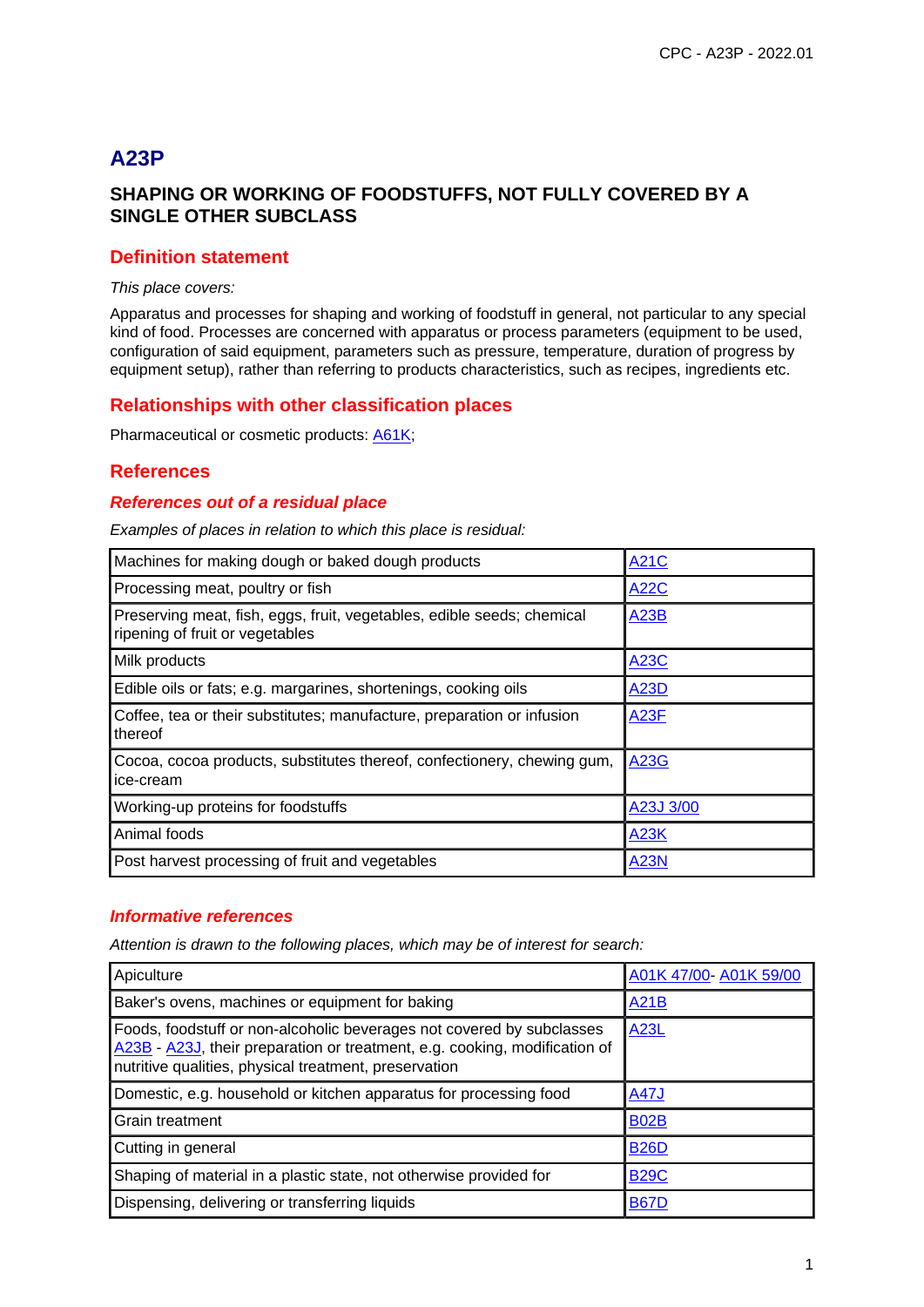# A23P

## SHAPING OR WORKING OF FOODSTUFFS, NOT FULLY COVERED BY A SINGLE OTHER SUBCLASS

### Definition statement

*This place covers:*

Apparatus and processes for shaping and working of foodstuff in general, not particular to any special kind of food. Processes are concerned with apparatus or process parameters (equipment to be used, configuration of said equipment, parameters such as pressure, temperature, duration of progress by equipment setup), rather than referring to products characteristics, such as recipes, ingredients etc.

### Relationships with other classification places

Pharmaceutical or cosmetic products: A61K;

### References

#### *References out of a residual place*

*Examples of places in relation to which this place is residual:*

| | |
|---|---|
| Machines for making dough or baked dough products | A21C |
| Processing meat, poultry or fish | A22C |
| Preserving meat, fish, eggs, fruit, vegetables, edible seeds; chemical ripening of fruit or vegetables | A23B |
| Milk products | A23C |
| Edible oils or fats; e.g. margarines, shortenings, cooking oils | A23D |
| Coffee, tea or their substitutes; manufacture, preparation or infusion thereof | A23F |
| Cocoa, cocoa products, substitutes thereof, confectionery, chewing gum, ice-cream | A23G |
| Working-up proteins for foodstuffs | A23J 3/00 |
| Animal foods | A23K |
| Post harvest processing of fruit and vegetables | A23N |

#### *Informative references*

*Attention is drawn to the following places, which may be of interest for search:*

| | |
|---|---|
| Apiculture | A01K 47/00- A01K 59/00 |
| Baker's ovens, machines or equipment for baking | A21B |
| Foods, foodstuff or non-alcoholic beverages not covered by subclasses A23B - A23J, their preparation or treatment, e.g. cooking, modification of nutritive qualities, physical treatment, preservation | A23L |
| Domestic, e.g. household or kitchen apparatus for processing food | A47J |
| Grain treatment | B02B |
| Cutting in general | B26D |
| Shaping of material in a plastic state, not otherwise provided for | B29C |
| Dispensing, delivering or transferring liquids | B67D |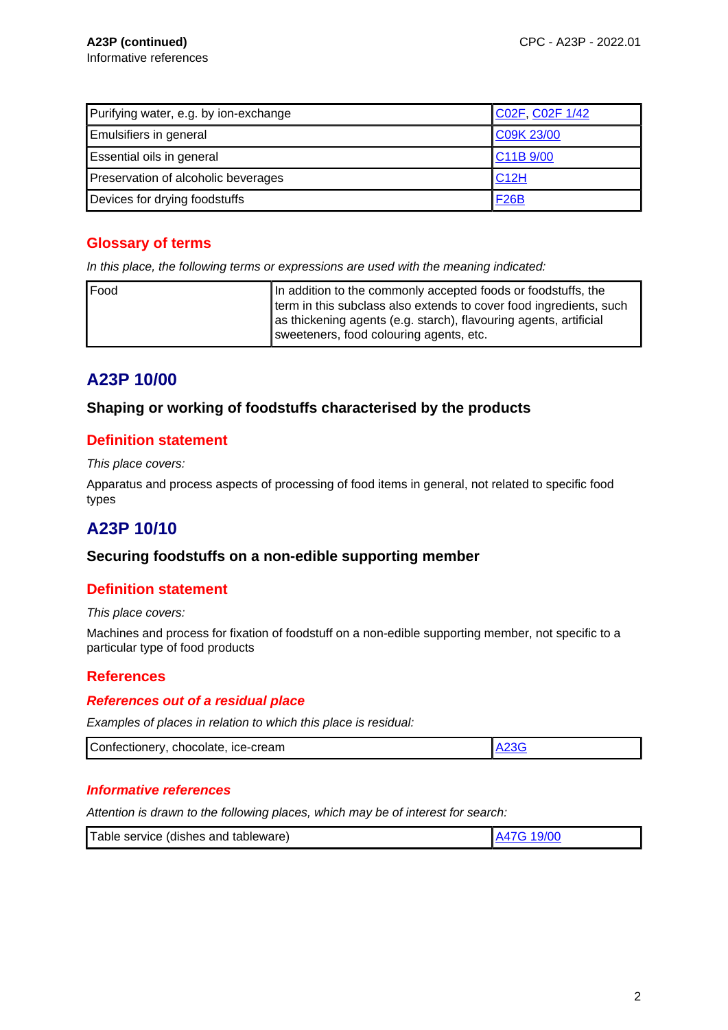**A23P (continued)**
Informative references

| Purifying water, e.g. by ion-exchange | C02F, C02F 1/42 |
|---|---|
| Emulsifiers in general | C09K 23/00 |
| Essential oils in general | C11B 9/00 |
| Preservation of alcoholic beverages | C12H |
| Devices for drying foodstuffs | F26B |

## Glossary of terms

*In this place, the following terms or expressions are used with the meaning indicated:*

| Food | In addition to the commonly accepted foods or foodstuffs, the term in this subclass also extends to cover food ingredients, such as thickening agents (e.g. starch), flavouring agents, artificial sweeteners, food colouring agents, etc. |
|---|---|

# A23P 10/00

### Shaping or working of foodstuffs characterised by the products

## Definition statement

*This place covers:*

Apparatus and process aspects of processing of food items in general, not related to specific food types

# A23P 10/10

### Securing foodstuffs on a non-edible supporting member

## Definition statement

*This place covers:*

Machines and process for fixation of foodstuff on a non-edible supporting member, not specific to a particular type of food products

## References

### *References out of a residual place*

*Examples of places in relation to which this place is residual:*

| Confectionery, chocolate, ice-cream | A23G |
|---|---|

### *Informative references*

*Attention is drawn to the following places, which may be of interest for search:*

| Table service (dishes and tableware) | A47G 19/00 |
|---|---|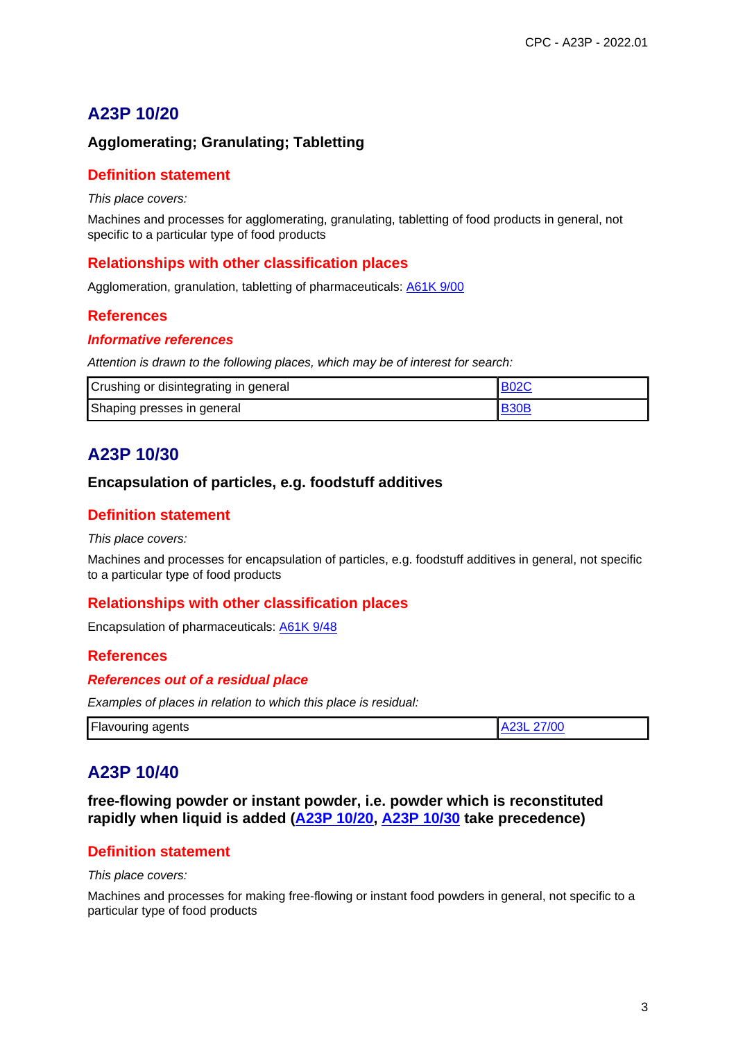## A23P 10/20

### Agglomerating; Granulating; Tabletting

#### Definition statement

*This place covers:*

Machines and processes for agglomerating, granulating, tabletting of food products in general, not specific to a particular type of food products

#### Relationships with other classification places

Agglomeration, granulation, tabletting of pharmaceuticals: A61K 9/00

#### References

##### *Informative references*

*Attention is drawn to the following places, which may be of interest for search:*

| Crushing or disintegrating in general | B02C |
|---|---|
| Shaping presses in general | B30B |

## A23P 10/30

### Encapsulation of particles, e.g. foodstuff additives

#### Definition statement

*This place covers:*

Machines and processes for encapsulation of particles, e.g. foodstuff additives in general, not specific to a particular type of food products

#### Relationships with other classification places

Encapsulation of pharmaceuticals: A61K 9/48

#### References

##### *References out of a residual place*

*Examples of places in relation to which this place is residual:*

| Flavouring agents | A23L 27/00 |
|---|---|

## A23P 10/40

### free-flowing powder or instant powder, i.e. powder which is reconstituted rapidly when liquid is added (A23P 10/20, A23P 10/30 take precedence)

#### Definition statement

*This place covers:*

Machines and processes for making free-flowing or instant food powders in general, not specific to a particular type of food products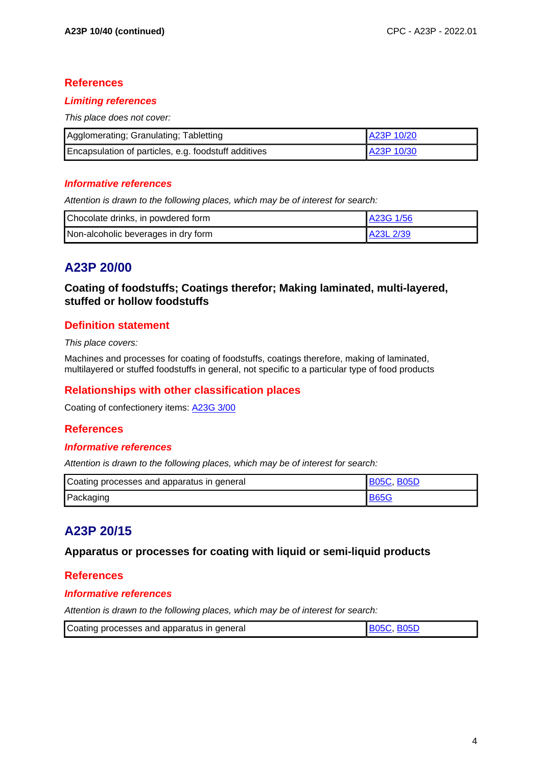**A23P 10/40 (continued)**

## References

### *Limiting references*

*This place does not cover:*

| | |
|---|---|
| Agglomerating; Granulating; Tabletting | A23P 10/20 |
| Encapsulation of particles, e.g. foodstuff additives | A23P 10/30 |

### *Informative references*

*Attention is drawn to the following places, which may be of interest for search:*

| | |
|---|---|
| Chocolate drinks, in powdered form | A23G 1/56 |
| Non-alcoholic beverages in dry form | A23L 2/39 |

# A23P 20/00

**Coating of foodstuffs; Coatings therefor; Making laminated, multi-layered, stuffed or hollow foodstuffs**

## Definition statement

*This place covers:*

Machines and processes for coating of foodstuffs, coatings therefore, making of laminated, multilayered or stuffed foodstuffs in general, not specific to a particular type of food products

## Relationships with other classification places

Coating of confectionery items: A23G 3/00

## References

### *Informative references*

*Attention is drawn to the following places, which may be of interest for search:*

| | |
|---|---|
| Coating processes and apparatus in general | B05C, B05D |
| Packaging | B65G |

# A23P 20/15

**Apparatus or processes for coating with liquid or semi-liquid products**

## References

### *Informative references*

*Attention is drawn to the following places, which may be of interest for search:*

| | |
|---|---|
| Coating processes and apparatus in general | B05C, B05D |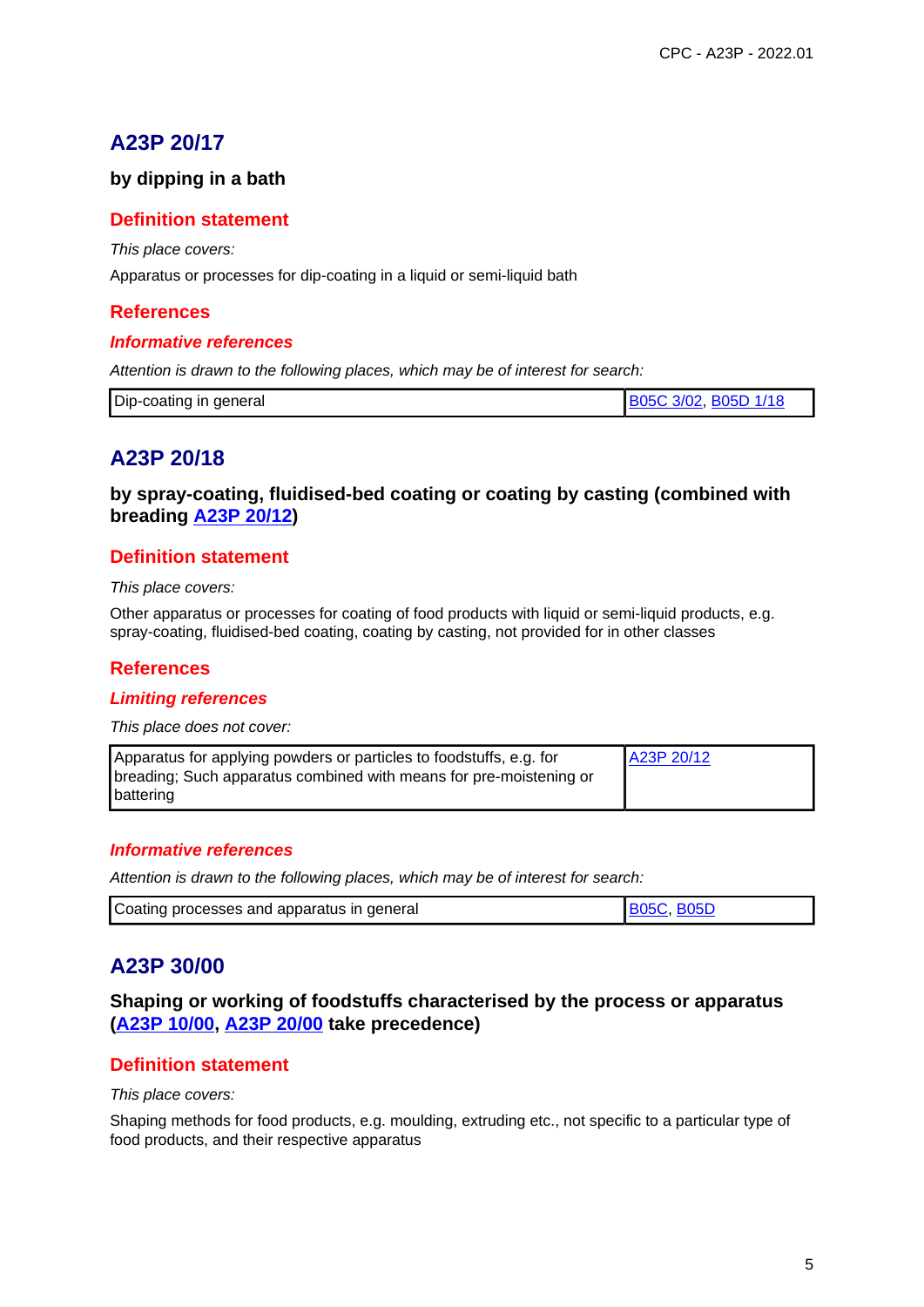## A23P 20/17

**by dipping in a bath**

### Definition statement

*This place covers:*

Apparatus or processes for dip-coating in a liquid or semi-liquid bath

### References

#### *Informative references*

*Attention is drawn to the following places, which may be of interest for search:*

| | |
|---|---|
| Dip-coating in general | B05C 3/02, B05D 1/18 |

## A23P 20/18

**by spray-coating, fluidised-bed coating or coating by casting (combined with breading A23P 20/12)**

### Definition statement

*This place covers:*

Other apparatus or processes for coating of food products with liquid or semi-liquid products, e.g. spray-coating, fluidised-bed coating, coating by casting, not provided for in other classes

### References

#### *Limiting references*

*This place does not cover:*

| | |
|---|---|
| Apparatus for applying powders or particles to foodstuffs, e.g. for breading; Such apparatus combined with means for pre-moistening or battering | A23P 20/12 |

#### *Informative references*

*Attention is drawn to the following places, which may be of interest for search:*

| | |
|---|---|
| Coating processes and apparatus in general | B05C, B05D |

## A23P 30/00

**Shaping or working of foodstuffs characterised by the process or apparatus (A23P 10/00, A23P 20/00 take precedence)**

### Definition statement

*This place covers:*

Shaping methods for food products, e.g. moulding, extruding etc., not specific to a particular type of food products, and their respective apparatus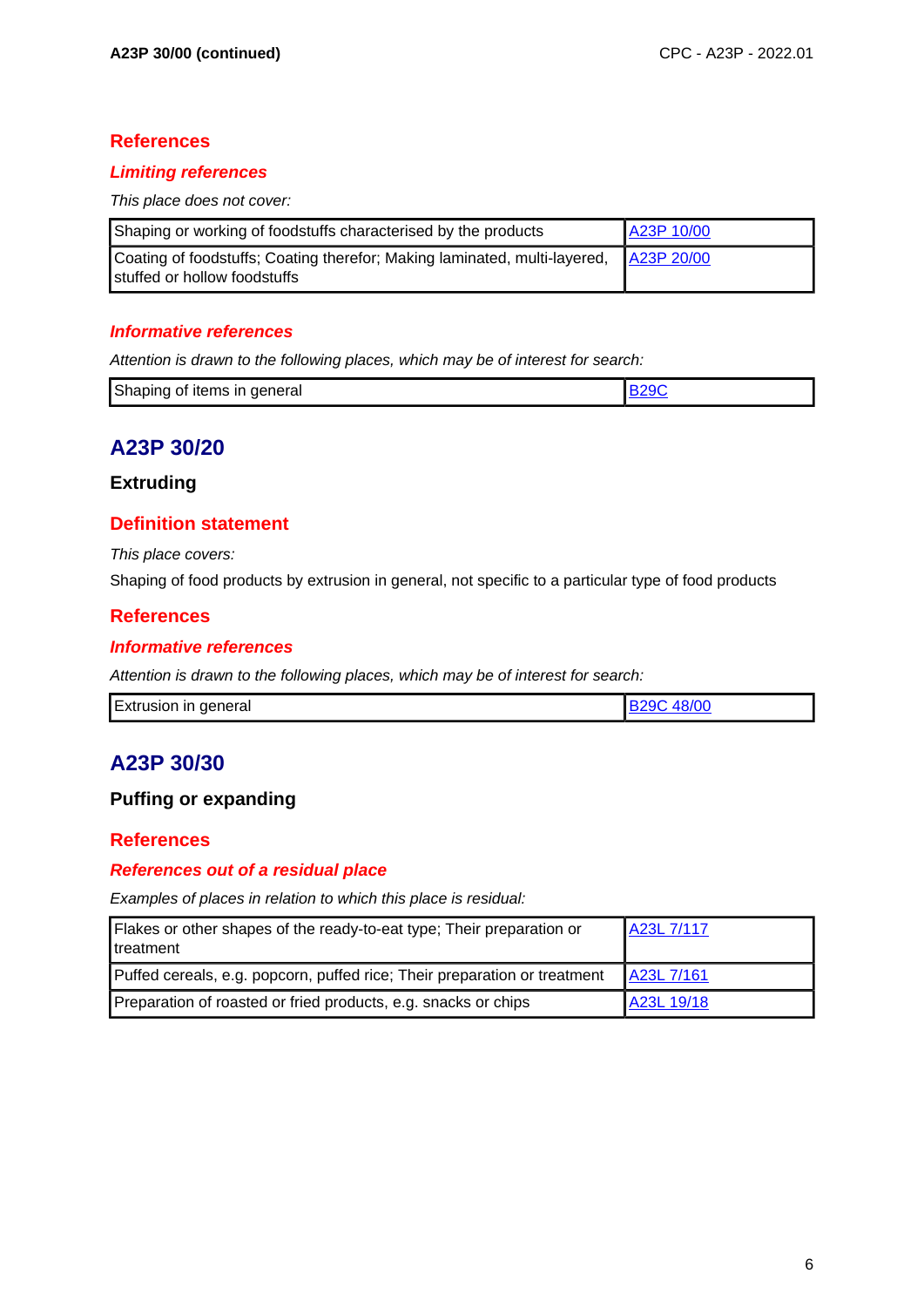## References

### *Limiting references*

*This place does not cover:*

| | |
|---|---|
| Shaping or working of foodstuffs characterised by the products | A23P 10/00 |
| Coating of foodstuffs; Coating therefor; Making laminated, multi-layered, stuffed or hollow foodstuffs | A23P 20/00 |

### *Informative references*

*Attention is drawn to the following places, which may be of interest for search:*

| | |
|---|---|
| Shaping of items in general | B29C |

# A23P 30/20

**Extruding**

## Definition statement

*This place covers:*

Shaping of food products by extrusion in general, not specific to a particular type of food products

## References

### *Informative references*

*Attention is drawn to the following places, which may be of interest for search:*

| | |
|---|---|
| Extrusion in general | B29C 48/00 |

# A23P 30/30

**Puffing or expanding**

## References

### *References out of a residual place*

*Examples of places in relation to which this place is residual:*

| | |
|---|---|
| Flakes or other shapes of the ready-to-eat type; Their preparation or treatment | A23L 7/117 |
| Puffed cereals, e.g. popcorn, puffed rice; Their preparation or treatment | A23L 7/161 |
| Preparation of roasted or fried products, e.g. snacks or chips | A23L 19/18 |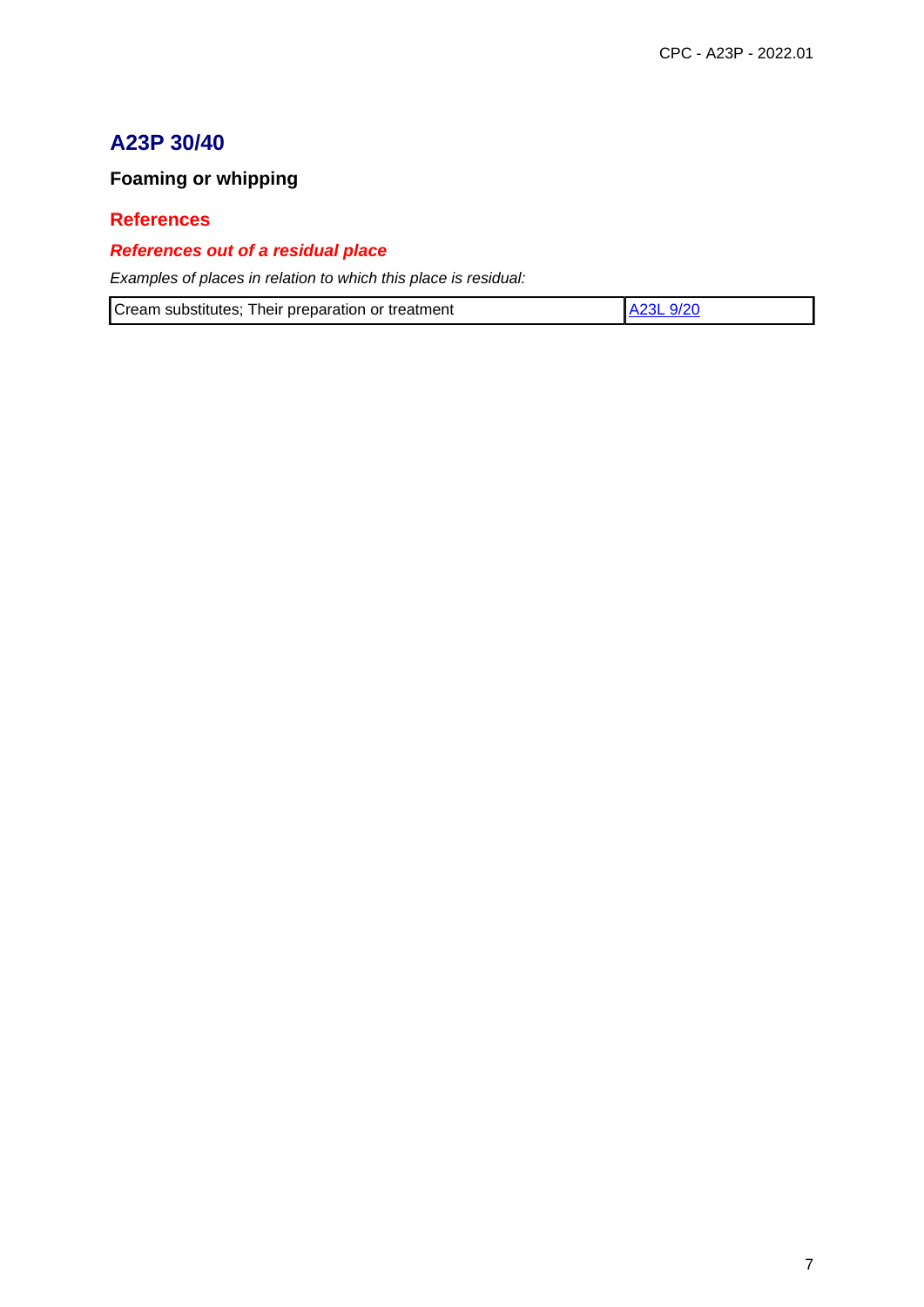# A23P 30/40

**Foaming or whipping**

## References

### *References out of a residual place*

*Examples of places in relation to which this place is residual:*

| | |
|---|---|
| Cream substitutes; Their preparation or treatment | A23L 9/20 |